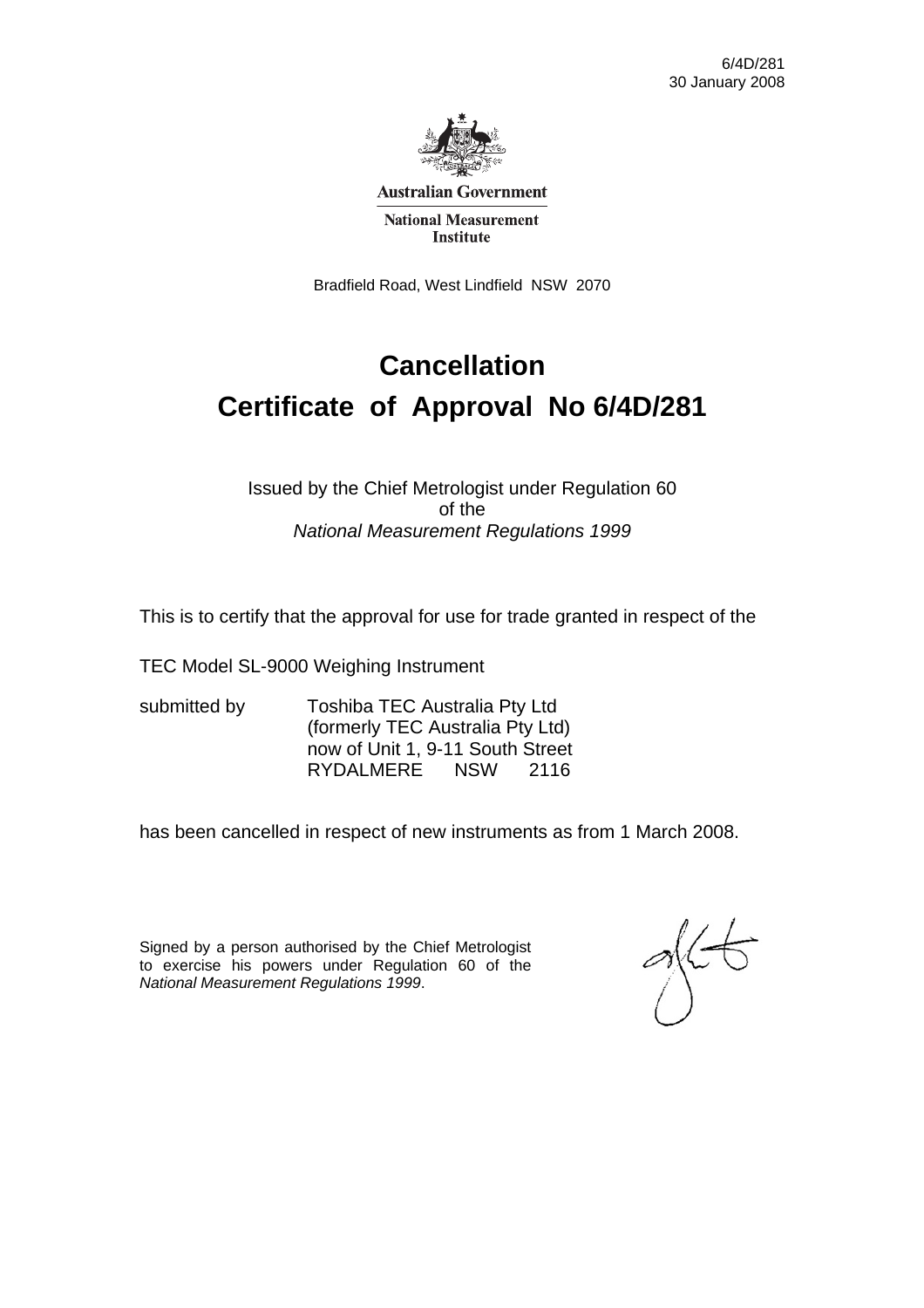6/4D/281
30 January 2008

**Australian Government**

**National Measurement Institute**

Bradfield Road, West Lindfield NSW 2070

# Cancellation
# Certificate of Approval No 6/4D/281

Issued by the Chief Metrologist under Regulation 60
of the
*National Measurement Regulations 1999*

This is to certify that the approval for use for trade granted in respect of the

TEC Model SL-9000 Weighing Instrument

submitted by Toshiba TEC Australia Pty Ltd
(formerly TEC Australia Pty Ltd)
now of Unit 1, 9-11 South Street
RYDALMERE NSW 2116

has been cancelled in respect of new instruments as from 1 March 2008.

Signed by a person authorised by the Chief Metrologist to exercise his powers under Regulation 60 of the *National Measurement Regulations 1999*.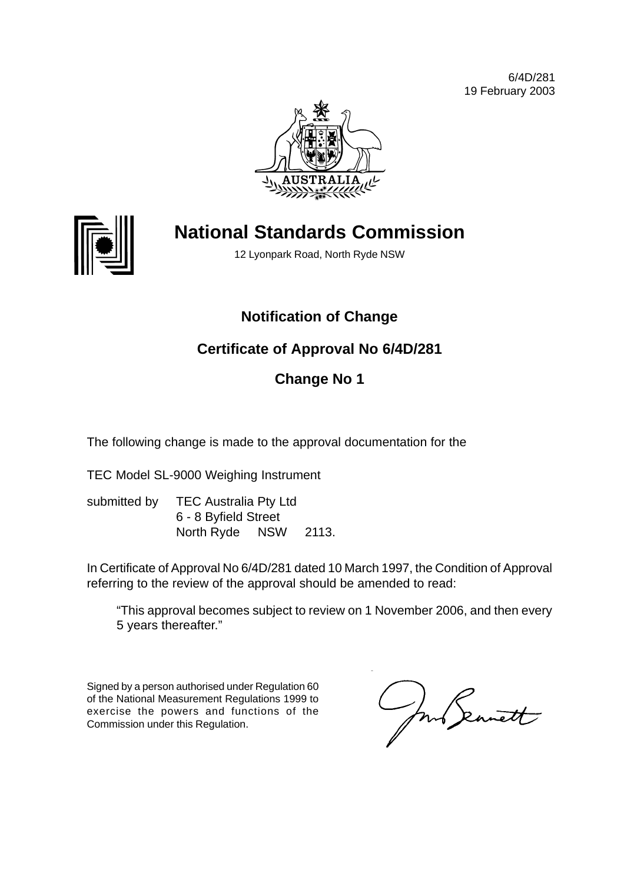6/4D/281
19 February 2003

# National Standards Commission

12 Lyonpark Road, North Ryde NSW

## Notification of Change

## Certificate of Approval No 6/4D/281

## Change No 1

The following change is made to the approval documentation for the

TEC Model SL-9000 Weighing Instrument

submitted by TEC Australia Pty Ltd
6 - 8 Byfield Street
North Ryde NSW 2113.

In Certificate of Approval No 6/4D/281 dated 10 March 1997, the Condition of Approval referring to the review of the approval should be amended to read:

> "This approval becomes subject to review on 1 November 2006, and then every 5 years thereafter."

Signed by a person authorised under Regulation 60 of the National Measurement Regulations 1999 to exercise the powers and functions of the Commission under this Regulation.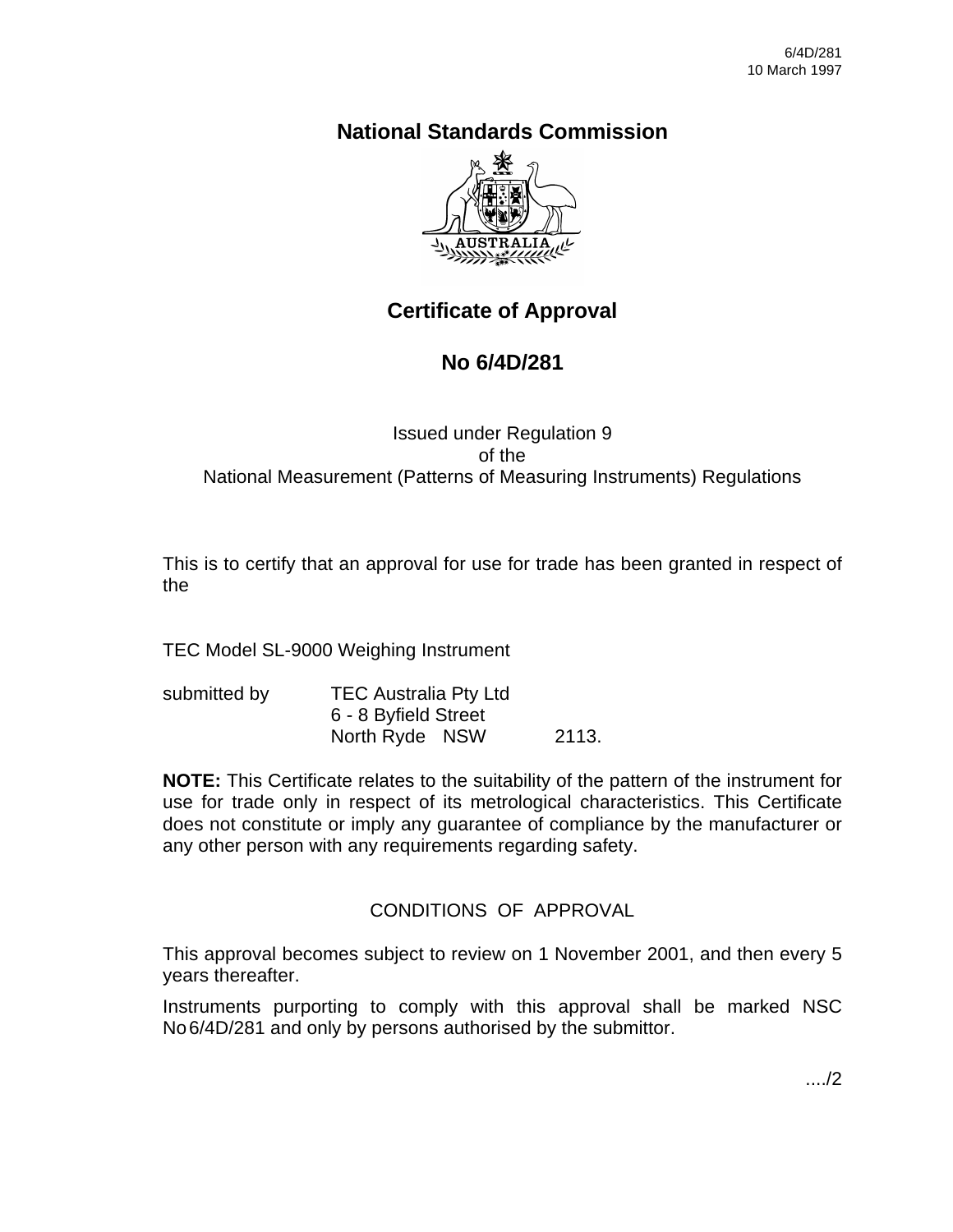6/4D/281
10 March 1997

# National Standards Commission

## Certificate of Approval

## No 6/4D/281

Issued under Regulation 9
of the
National Measurement (Patterns of Measuring Instruments) Regulations

This is to certify that an approval for use for trade has been granted in respect of the

TEC Model SL-9000 Weighing Instrument

submitted by TEC Australia Pty Ltd
6 - 8 Byfield Street
North Ryde NSW 2113.

**NOTE:** This Certificate relates to the suitability of the pattern of the instrument for use for trade only in respect of its metrological characteristics. This Certificate does not constitute or imply any guarantee of compliance by the manufacturer or any other person with any requirements regarding safety.

CONDITIONS OF APPROVAL

This approval becomes subject to review on 1 November 2001, and then every 5 years thereafter.

Instruments purporting to comply with this approval shall be marked NSC No 6/4D/281 and only by persons authorised by the submittor.

..../2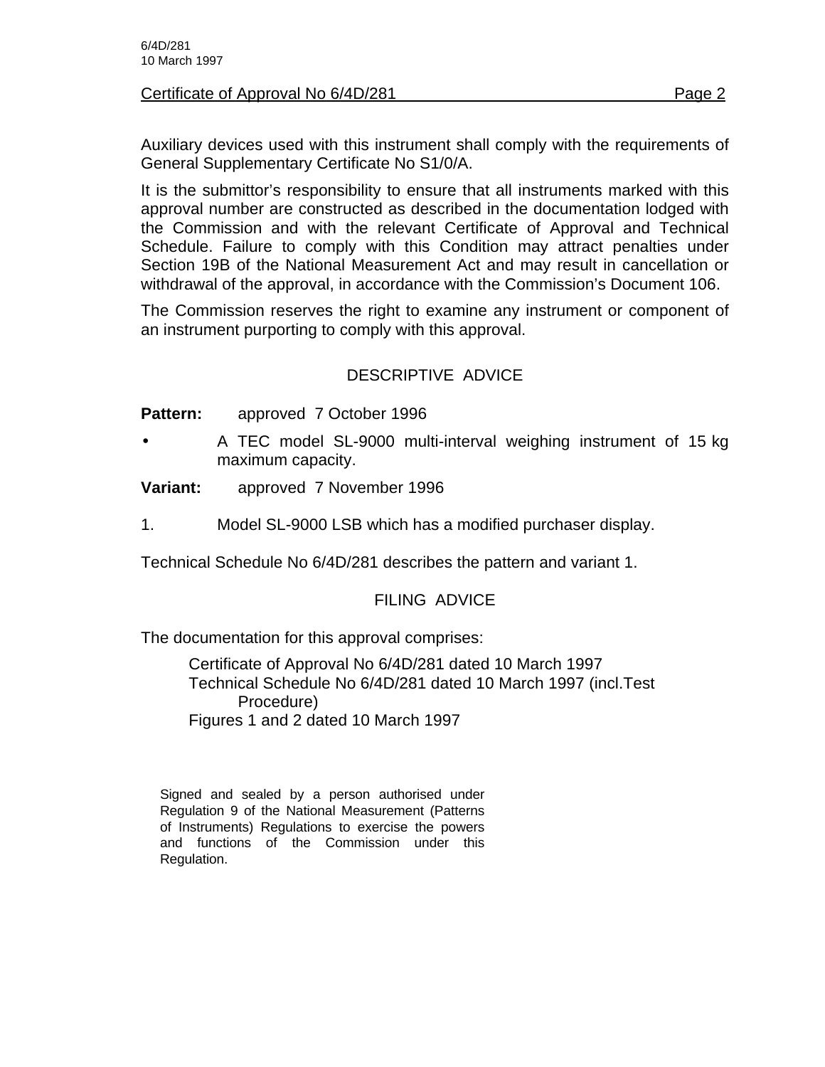Auxiliary devices used with this instrument shall comply with the requirements of General Supplementary Certificate No S1/0/A.

It is the submittor's responsibility to ensure that all instruments marked with this approval number are constructed as described in the documentation lodged with the Commission and with the relevant Certificate of Approval and Technical Schedule. Failure to comply with this Condition may attract penalties under Section 19B of the National Measurement Act and may result in cancellation or withdrawal of the approval, in accordance with the Commission's Document 106.

The Commission reserves the right to examine any instrument or component of an instrument purporting to comply with this approval.

## DESCRIPTIVE ADVICE

**Pattern:** approved 7 October 1996

- A TEC model SL-9000 multi-interval weighing instrument of 15 kg maximum capacity.

**Variant:** approved 7 November 1996

1. Model SL-9000 LSB which has a modified purchaser display.

Technical Schedule No 6/4D/281 describes the pattern and variant 1.

## FILING ADVICE

The documentation for this approval comprises:

Certificate of Approval No 6/4D/281 dated 10 March 1997
Technical Schedule No 6/4D/281 dated 10 March 1997 (incl.Test Procedure)
Figures 1 and 2 dated 10 March 1997

Signed and sealed by a person authorised under Regulation 9 of the National Measurement (Patterns of Instruments) Regulations to exercise the powers and functions of the Commission under this Regulation.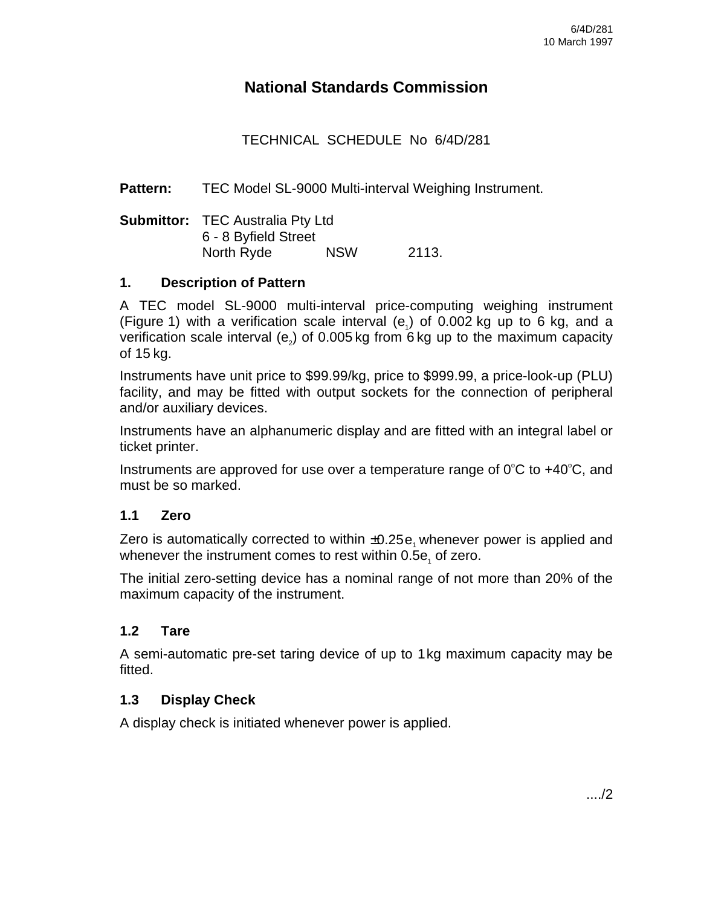# National Standards Commission

TECHNICAL SCHEDULE No 6/4D/281

**Pattern:** TEC Model SL-9000 Multi-interval Weighing Instrument.

**Submittor:** TEC Australia Pty Ltd
6 - 8 Byfield Street
North Ryde NSW 2113.

## 1. Description of Pattern

A TEC model SL-9000 multi-interval price-computing weighing instrument (Figure 1) with a verification scale interval ($e_1$) of 0.002 kg up to 6 kg, and a verification scale interval ($e_2$) of 0.005 kg from 6 kg up to the maximum capacity of 15 kg.

Instruments have unit price to $99.99/kg, price to $999.99, a price-look-up (PLU) facility, and may be fitted with output sockets for the connection of peripheral and/or auxiliary devices.

Instruments have an alphanumeric display and are fitted with an integral label or ticket printer.

Instruments are approved for use over a temperature range of 0°C to +40°C, and must be so marked.

### 1.1 Zero

Zero is automatically corrected to within $\pm 0.25 e_1$ whenever power is applied and whenever the instrument comes to rest within $0.5 e_1$ of zero.

The initial zero-setting device has a nominal range of not more than 20% of the maximum capacity of the instrument.

### 1.2 Tare

A semi-automatic pre-set taring device of up to 1 kg maximum capacity may be fitted.

### 1.3 Display Check

A display check is initiated whenever power is applied.

..../2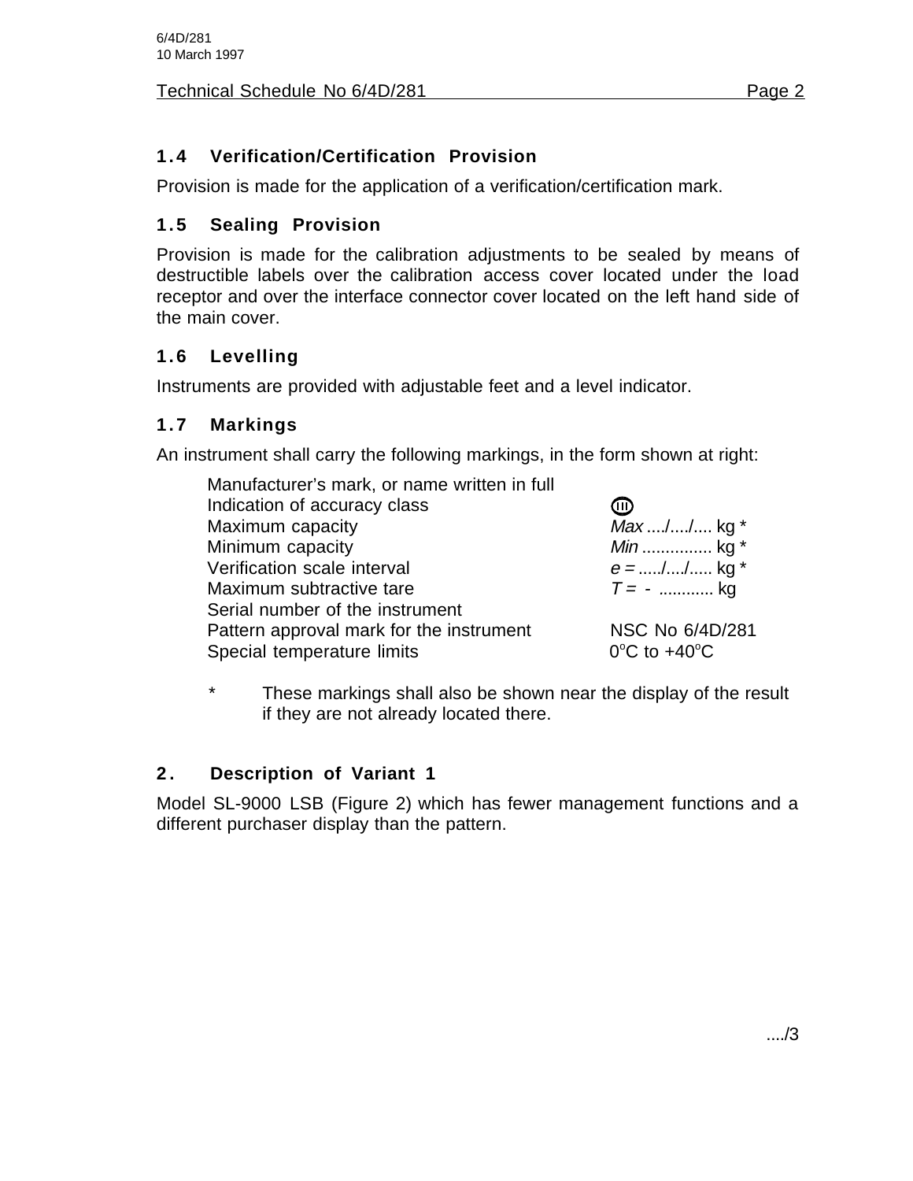### 1.4 Verification/Certification Provision

Provision is made for the application of a verification/certification mark.

### 1.5 Sealing Provision

Provision is made for the calibration adjustments to be sealed by means of destructible labels over the calibration access cover located under the load receptor and over the interface connector cover located on the left hand side of the main cover.

### 1.6 Levelling

Instruments are provided with adjustable feet and a level indicator.

### 1.7 Markings

An instrument shall carry the following markings, in the form shown at right:

| | |
|---|---|
| Manufacturer's mark, or name written in full | |
| Indication of accuracy class | (III) |
| Maximum capacity | *Max* ..../..../.... kg * |
| Minimum capacity | *Min* .............. kg * |
| Verification scale interval | *e* = ...../..../..... kg * |
| Maximum subtractive tare | *T* = - ........... kg |
| Serial number of the instrument | |
| Pattern approval mark for the instrument | NSC No 6/4D/281 |
| Special temperature limits | 0°C to +40°C |

\* These markings shall also be shown near the display of the result if they are not already located there.

## 2. Description of Variant 1

Model SL-9000 LSB (Figure 2) which has fewer management functions and a different purchaser display than the pattern.

..../3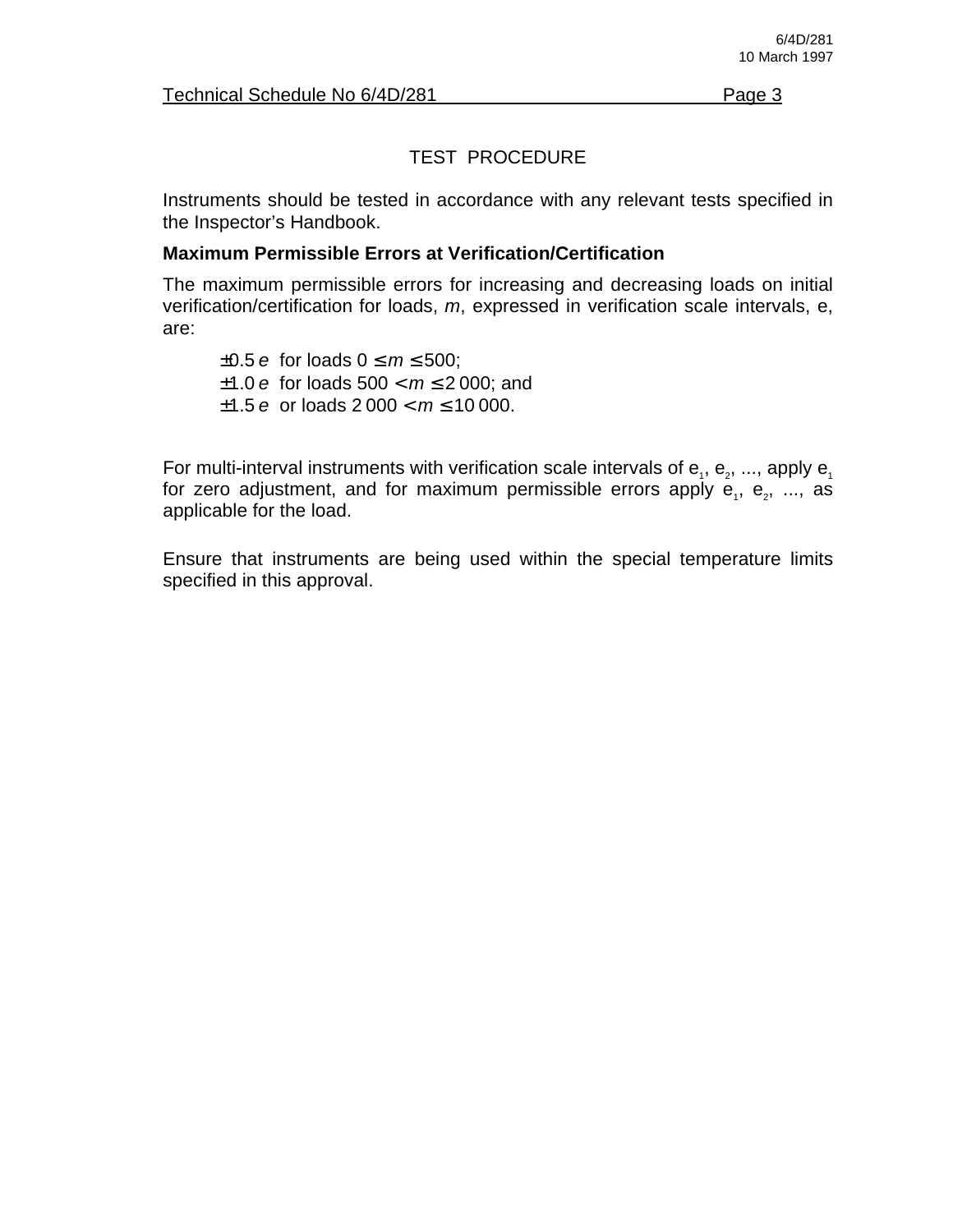Technical Schedule No 6/4D/281

TEST PROCEDURE

Instruments should be tested in accordance with any relevant tests specified in the Inspector's Handbook.

**Maximum Permissible Errors at Verification/Certification**

The maximum permissible errors for increasing and decreasing loads on initial verification/certification for loads, *m*, expressed in verification scale intervals, e, are:

$\pm 0.5\,e$ for loads $0 \leq m \leq 500$;
$\pm 1.0\,e$ for loads $500 < m \leq 2\,000$; and
$\pm 1.5\,e$ or loads $2\,000 < m \leq 10\,000$.

For multi-interval instruments with verification scale intervals of $e_1$, $e_2$, ..., apply $e_1$ for zero adjustment, and for maximum permissible errors apply $e_1$, $e_2$, ..., as applicable for the load.

Ensure that instruments are being used within the special temperature limits specified in this approval.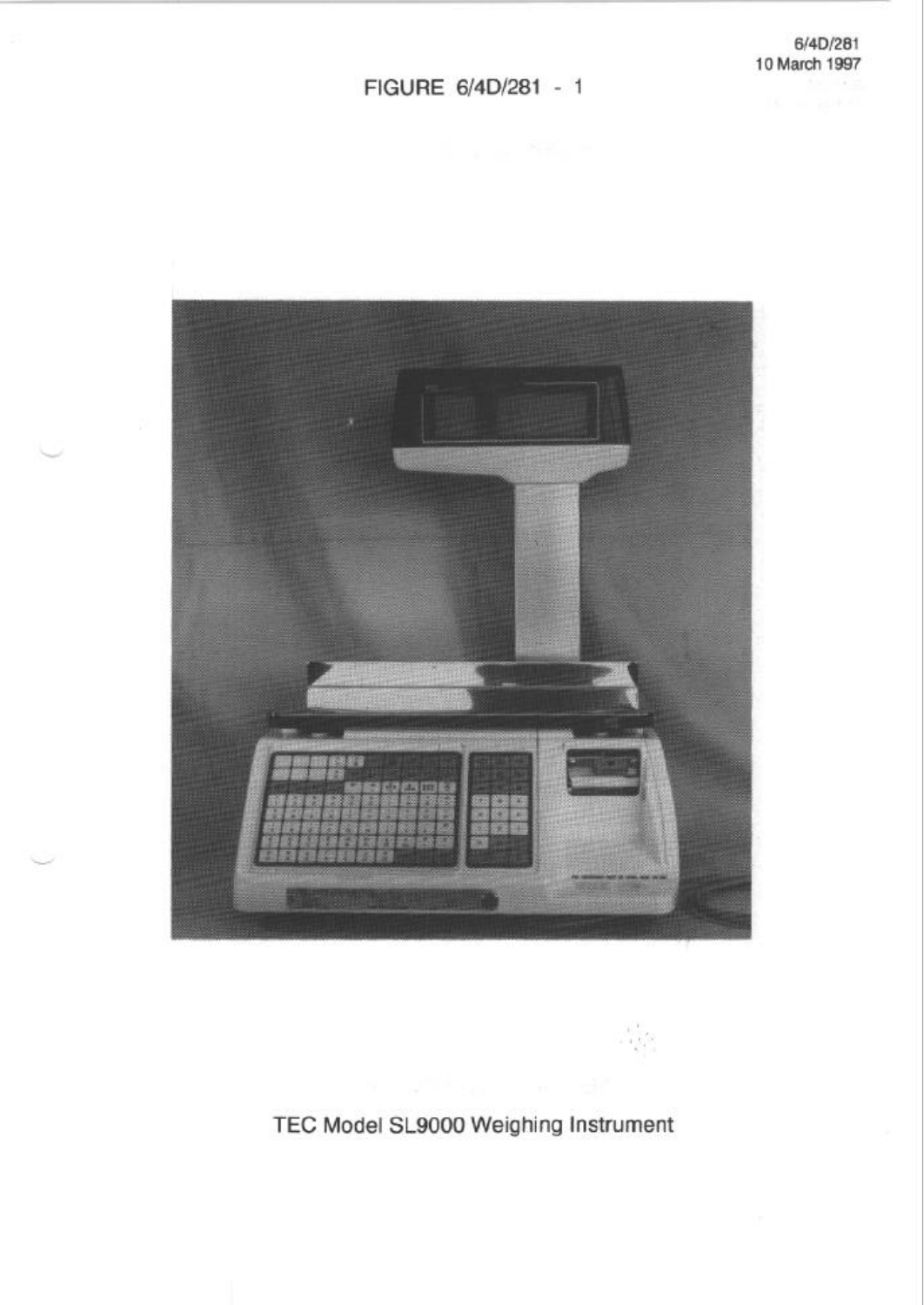FIGURE 6/4D/281 - 1

TEC Model SL9000 Weighing Instrument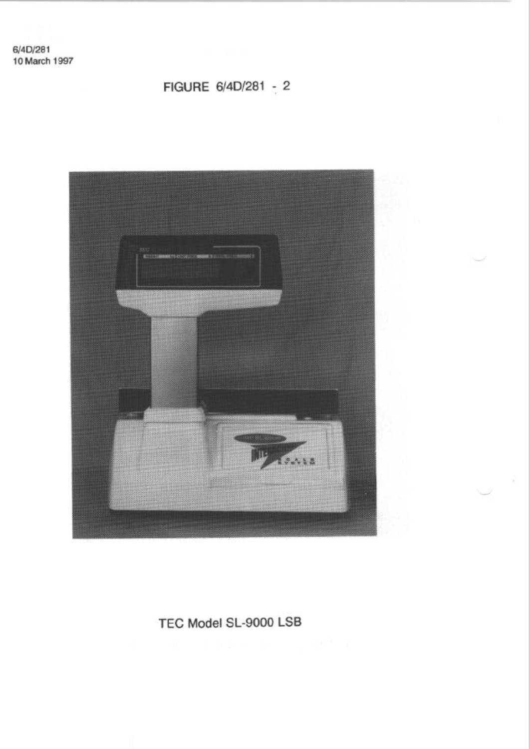6/4D/281
10 March 1997

# FIGURE 6/4D/281 - 2

TEC Model SL-9000 LSB